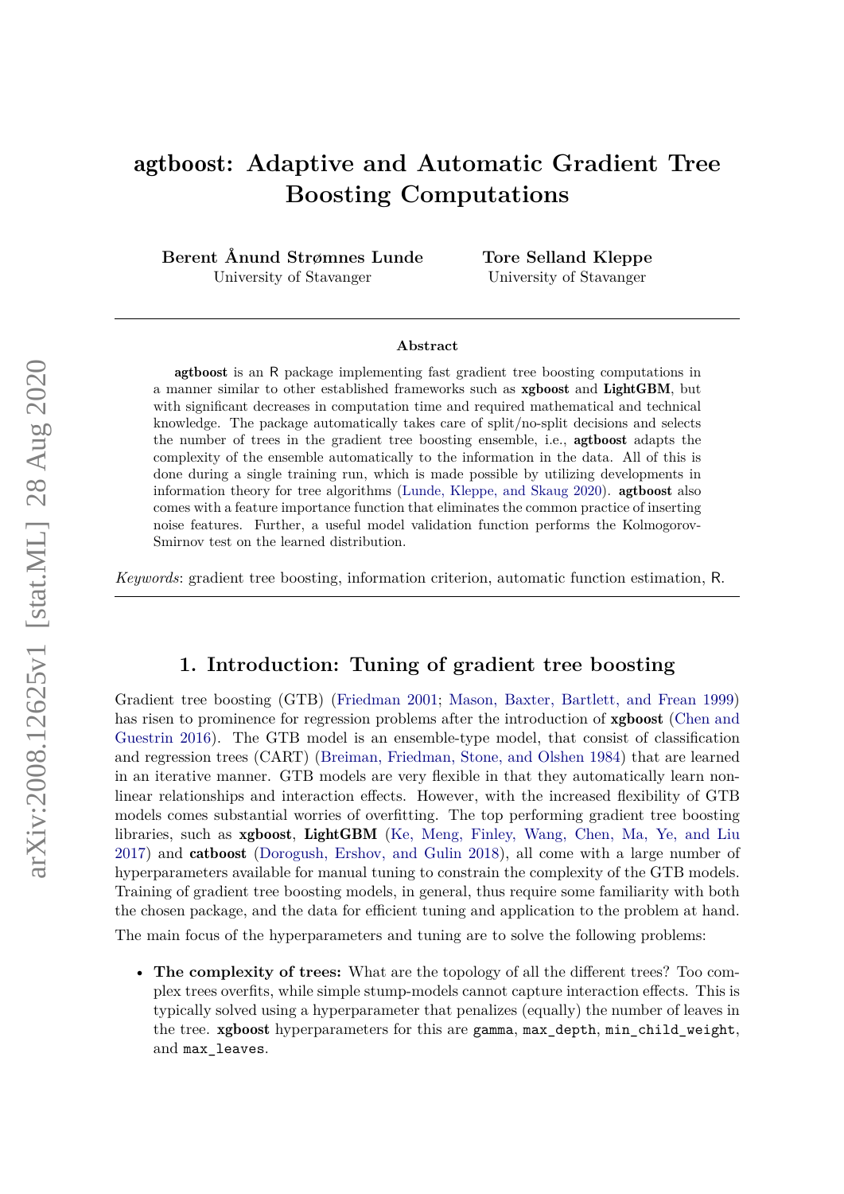# agtboost: Adaptive and Automatic Gradient Tree Boosting Computations

**Berent Ånund Strømnes Lunde**
University of Stavanger

**Tore Selland Kleppe**
University of Stavanger

arXiv:2008.12625v1 [stat.ML] 28 Aug 2020

### Abstract

**agtboost** is an R package implementing fast gradient tree boosting computations in a manner similar to other established frameworks such as **xgboost** and **LightGBM**, but with significant decreases in computation time and required mathematical and technical knowledge. The package automatically takes care of split/no-split decisions and selects the number of trees in the gradient tree boosting ensemble, i.e., **agtboost** adapts the complexity of the ensemble automatically to the information in the data. All of this is done during a single training run, which is made possible by utilizing developments in information theory for tree algorithms (Lunde, Kleppe, and Skaug 2020). **agtboost** also comes with a feature importance function that eliminates the common practice of inserting noise features. Further, a useful model validation function performs the Kolmogorov-Smirnov test on the learned distribution.

*Keywords*: gradient tree boosting, information criterion, automatic function estimation, R.

## 1. Introduction: Tuning of gradient tree boosting

Gradient tree boosting (GTB) (Friedman 2001; Mason, Baxter, Bartlett, and Frean 1999) has risen to prominence for regression problems after the introduction of **xgboost** (Chen and Guestrin 2016). The GTB model is an ensemble-type model, that consist of classification and regression trees (CART) (Breiman, Friedman, Stone, and Olshen 1984) that are learned in an iterative manner. GTB models are very flexible in that they automatically learn non-linear relationships and interaction effects. However, with the increased flexibility of GTB models comes substantial worries of overfitting. The top performing gradient tree boosting libraries, such as **xgboost**, **LightGBM** (Ke, Meng, Finley, Wang, Chen, Ma, Ye, and Liu 2017) and **catboost** (Dorogush, Ershov, and Gulin 2018), all come with a large number of hyperparameters available for manual tuning to constrain the complexity of the GTB models. Training of gradient tree boosting models, in general, thus require some familiarity with both the chosen package, and the data for efficient tuning and application to the problem at hand.

The main focus of the hyperparameters and tuning are to solve the following problems:

- **The complexity of trees:** What are the topology of all the different trees? Too complex trees overfits, while simple stump-models cannot capture interaction effects. This is typically solved using a hyperparameter that penalizes (equally) the number of leaves in the tree. **xgboost** hyperparameters for this are `gamma`, `max_depth`, `min_child_weight`, and `max_leaves`.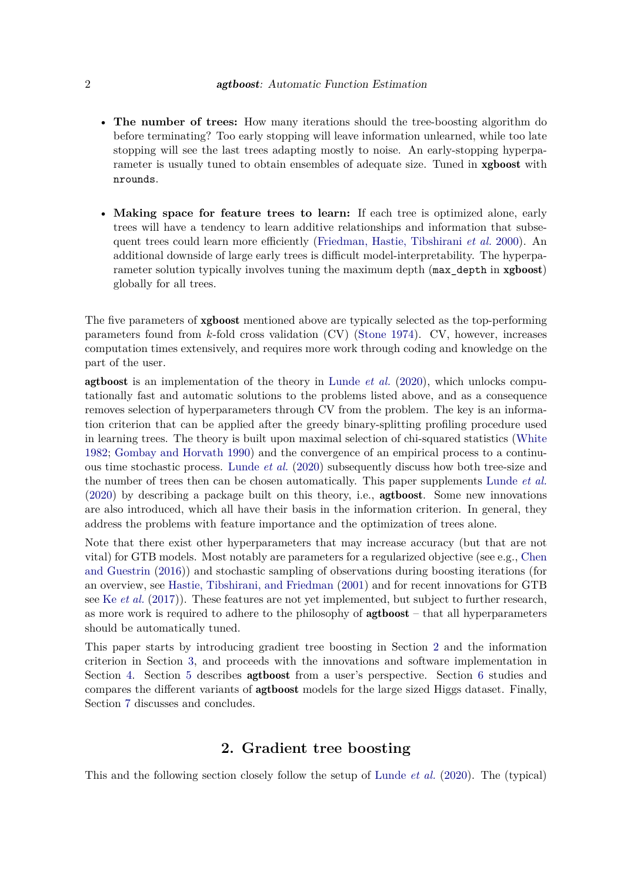- **The number of trees:** How many iterations should the tree-boosting algorithm do before terminating? Too early stopping will leave information unlearned, while too late stopping will see the last trees adapting mostly to noise. An early-stopping hyperparameter is usually tuned to obtain ensembles of adequate size. Tuned in **xgboost** with `nrounds`.

- **Making space for feature trees to learn:** If each tree is optimized alone, early trees will have a tendency to learn additive relationships and information that subsequent trees could learn more efficiently (Friedman, Hastie, Tibshirani *et al.* 2000). An additional downside of large early trees is difficult model-interpretability. The hyperparameter solution typically involves tuning the maximum depth (`max_depth` in **xgboost**) globally for all trees.

The five parameters of **xgboost** mentioned above are typically selected as the top-performing parameters found from $k$-fold cross validation (CV) (Stone 1974). CV, however, increases computation times extensively, and requires more work through coding and knowledge on the part of the user.

**agtboost** is an implementation of the theory in Lunde *et al.* (2020), which unlocks computationally fast and automatic solutions to the problems listed above, and as a consequence removes selection of hyperparameters through CV from the problem. The key is an information criterion that can be applied after the greedy binary-splitting profiling procedure used in learning trees. The theory is built upon maximal selection of chi-squared statistics (White 1982; Gombay and Horvath 1990) and the convergence of an empirical process to a continuous time stochastic process. Lunde *et al.* (2020) subsequently discuss how both tree-size and the number of trees then can be chosen automatically. This paper supplements Lunde *et al.* (2020) by describing a package built on this theory, i.e., **agtboost**. Some new innovations are also introduced, which all have their basis in the information criterion. In general, they address the problems with feature importance and the optimization of trees alone.

Note that there exist other hyperparameters that may increase accuracy (but that are not vital) for GTB models. Most notably are parameters for a regularized objective (see e.g., Chen and Guestrin (2016)) and stochastic sampling of observations during boosting iterations (for an overview, see Hastie, Tibshirani, and Friedman (2001) and for recent innovations for GTB see Ke *et al.* (2017)). These features are not yet implemented, but subject to further research, as more work is required to adhere to the philosophy of **agtboost** – that all hyperparameters should be automatically tuned.

This paper starts by introducing gradient tree boosting in Section 2 and the information criterion in Section 3, and proceeds with the innovations and software implementation in Section 4. Section 5 describes **agtboost** from a user's perspective. Section 6 studies and compares the different variants of **agtboost** models for the large sized Higgs dataset. Finally, Section 7 discusses and concludes.

## 2. Gradient tree boosting

This and the following section closely follow the setup of Lunde *et al.* (2020). The (typical)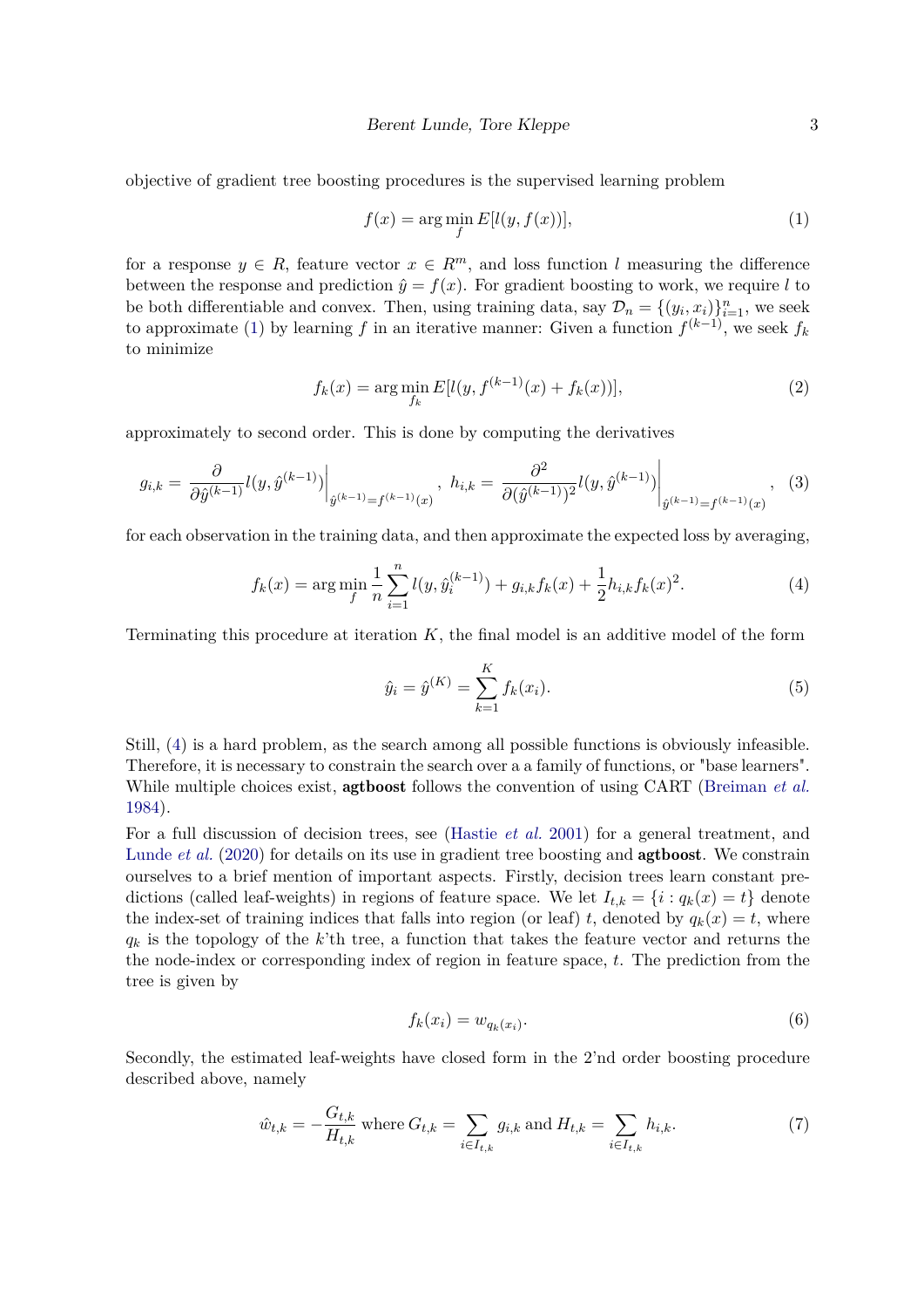objective of gradient tree boosting procedures is the supervised learning problem

$$f(x) = \arg\min_f E[l(y, f(x))], \tag{1}$$

for a response $y \in R$, feature vector $x \in R^m$, and loss function $l$ measuring the difference between the response and prediction $\hat{y} = f(x)$. For gradient boosting to work, we require $l$ to be both differentiable and convex. Then, using training data, say $\mathcal{D}_n = \{(y_i, x_i)\}_{i=1}^n$, we seek to approximate (1) by learning $f$ in an iterative manner: Given a function $f^{(k-1)}$, we seek $f_k$ to minimize

$$f_k(x) = \arg\min_{f_k} E[l(y, f^{(k-1)}(x) + f_k(x))], \tag{2}$$

approximately to second order. This is done by computing the derivatives

$$g_{i,k} = \frac{\partial}{\partial \hat{y}^{(k-1)}} l(y, \hat{y}^{(k-1)})\Big|_{\hat{y}^{(k-1)} = f^{(k-1)}(x)}, \; h_{i,k} = \frac{\partial^2}{\partial (\hat{y}^{(k-1)})^2} l(y, \hat{y}^{(k-1)})\Big|_{\hat{y}^{(k-1)} = f^{(k-1)}(x)}, \tag{3}$$

for each observation in the training data, and then approximate the expected loss by averaging,

$$f_k(x) = \arg\min_f \frac{1}{n} \sum_{i=1}^n l(y, \hat{y}_i^{(k-1)}) + g_{i,k} f_k(x) + \frac{1}{2} h_{i,k} f_k(x)^2. \tag{4}$$

Terminating this procedure at iteration $K$, the final model is an additive model of the form

$$\hat{y}_i = \hat{y}^{(K)} = \sum_{k=1}^K f_k(x_i). \tag{5}$$

Still, (4) is a hard problem, as the search among all possible functions is obviously infeasible. Therefore, it is necessary to constrain the search over a a family of functions, or "base learners". While multiple choices exist, **agtboost** follows the convention of using CART (Breiman *et al.* 1984).

For a full discussion of decision trees, see (Hastie *et al.* 2001) for a general treatment, and Lunde *et al.* (2020) for details on its use in gradient tree boosting and **agtboost**. We constrain ourselves to a brief mention of important aspects. Firstly, decision trees learn constant predictions (called leaf-weights) in regions of feature space. We let $I_{t,k} = \{i : q_k(x) = t\}$ denote the index-set of training indices that falls into region (or leaf) $t$, denoted by $q_k(x) = t$, where $q_k$ is the topology of the $k$'th tree, a function that takes the feature vector and returns the the node-index or corresponding index of region in feature space, $t$. The prediction from the tree is given by

$$f_k(x_i) = w_{q_k(x_i)}. \tag{6}$$

Secondly, the estimated leaf-weights have closed form in the 2'nd order boosting procedure described above, namely

$$\hat{w}_{t,k} = -\frac{G_{t,k}}{H_{t,k}} \text{ where } G_{t,k} = \sum_{i \in I_{t,k}} g_{i,k} \text{ and } H_{t,k} = \sum_{i \in I_{t,k}} h_{i,k}. \tag{7}$$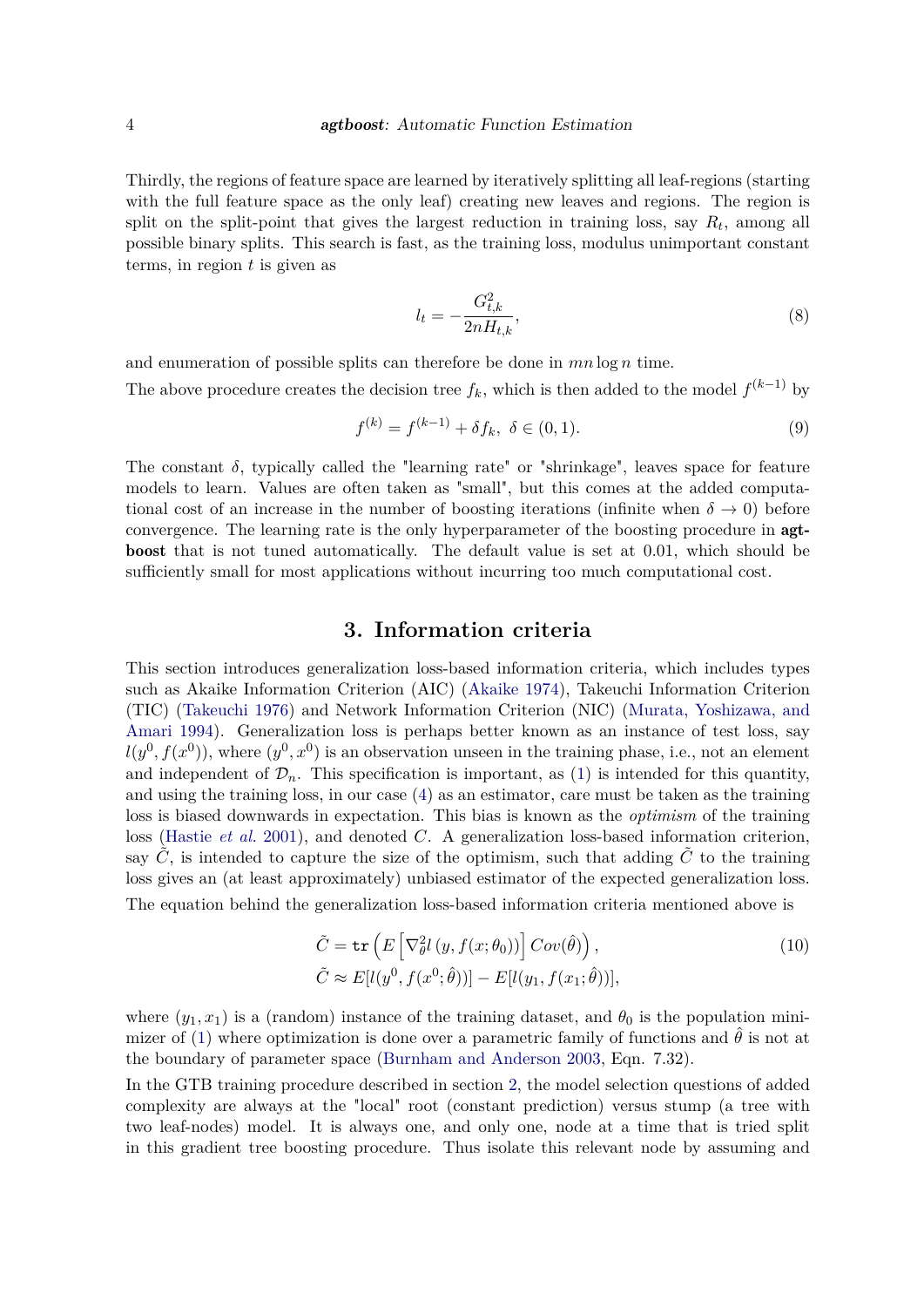Thirdly, the regions of feature space are learned by iteratively splitting all leaf-regions (starting with the full feature space as the only leaf) creating new leaves and regions. The region is split on the split-point that gives the largest reduction in training loss, say $R_t$, among all possible binary splits. This search is fast, as the training loss, modulus unimportant constant terms, in region $t$ is given as

$$l_t = -\frac{G_{t,k}^2}{2nH_{t,k}}, \tag{8}$$

and enumeration of possible splits can therefore be done in $mn \log n$ time.

The above procedure creates the decision tree $f_k$, which is then added to the model $f^{(k-1)}$ by

$$f^{(k)} = f^{(k-1)} + \delta f_k, \;\; \delta \in (0, 1). \tag{9}$$

The constant $\delta$, typically called the "learning rate" or "shrinkage", leaves space for feature models to learn. Values are often taken as "small", but this comes at the added computational cost of an increase in the number of boosting iterations (infinite when $\delta \to 0$) before convergence. The learning rate is the only hyperparameter of the boosting procedure in **agtboost** that is not tuned automatically. The default value is set at 0.01, which should be sufficiently small for most applications without incurring too much computational cost.

## 3. Information criteria

This section introduces generalization loss-based information criteria, which includes types such as Akaike Information Criterion (AIC) (Akaike 1974), Takeuchi Information Criterion (TIC) (Takeuchi 1976) and Network Information Criterion (NIC) (Murata, Yoshizawa, and Amari 1994). Generalization loss is perhaps better known as an instance of test loss, say $l(y^0, f(x^0))$, where $(y^0, x^0)$ is an observation unseen in the training phase, i.e., not an element and independent of $\mathcal{D}_n$. This specification is important, as (1) is intended for this quantity, and using the training loss, in our case (4) as an estimator, care must be taken as the training loss is biased downwards in expectation. This bias is known as the *optimism* of the training loss (Hastie *et al.* 2001), and denoted $C$. A generalization loss-based information criterion, say $\tilde{C}$, is intended to capture the size of the optimism, such that adding $\tilde{C}$ to the training loss gives an (at least approximately) unbiased estimator of the expected generalization loss.

The equation behind the generalization loss-based information criteria mentioned above is

$$\begin{aligned} \tilde{C} &= \mathtt{tr}\left( E\left[ \nabla_{\theta}^2 l\left(y, f(x;\theta_0)\right)\right] Cov(\hat{\theta}) \right), \\ \tilde{C} &\approx E[l(y^0, f(x^0;\hat{\theta}))] - E[l(y_1, f(x_1;\hat{\theta}))], \end{aligned} \tag{10}$$

where $(y_1, x_1)$ is a (random) instance of the training dataset, and $\theta_0$ is the population minimizer of (1) where optimization is done over a parametric family of functions and $\hat{\theta}$ is not at the boundary of parameter space (Burnham and Anderson 2003, Eqn. 7.32).

In the GTB training procedure described in section 2, the model selection questions of added complexity are always at the "local" root (constant prediction) versus stump (a tree with two leaf-nodes) model. It is always one, and only one, node at a time that is tried split in this gradient tree boosting procedure. Thus isolate this relevant node by assuming and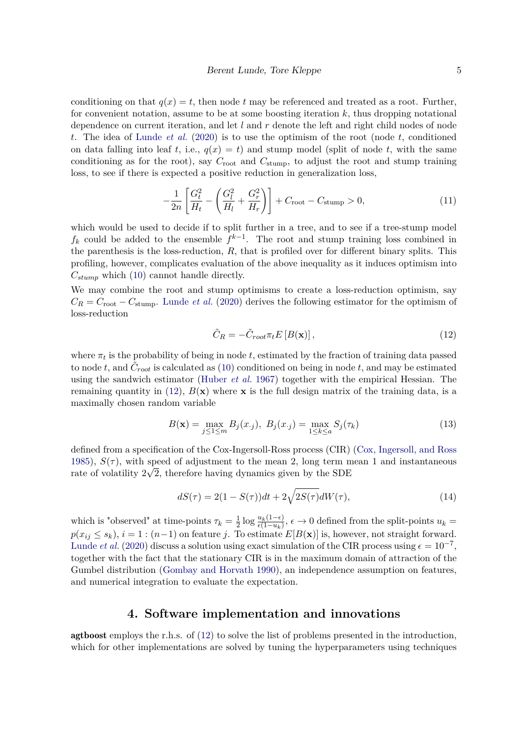conditioning on that $q(x) = t$, then node $t$ may be referenced and treated as a root. Further, for convenient notation, assume to be at some boosting iteration $k$, thus dropping notational dependence on current iteration, and let $l$ and $r$ denote the left and right child nodes of node $t$. The idea of Lunde *et al.* (2020) is to use the optimism of the root (node $t$, conditioned on data falling into leaf $t$, i.e., $q(x) = t$) and stump model (split of node $t$, with the same conditioning as for the root), say $C_{\text{root}}$ and $C_{\text{stump}}$, to adjust the root and stump training loss, to see if there is expected a positive reduction in generalization loss,

$$-\frac{1}{2n}\left[\frac{G_t^2}{H_t} - \left(\frac{G_l^2}{H_l} + \frac{G_r^2}{H_r}\right)\right] + C_{\text{root}} - C_{\text{stump}} > 0, \tag{11}$$

which would be used to decide if to split further in a tree, and to see if a tree-stump model $f_k$ could be added to the ensemble $f^{k-1}$. The root and stump training loss combined in the parenthesis is the loss-reduction, $R$, that is profiled over for different binary splits. This profiling, however, complicates evaluation of the above inequality as it induces optimism into $C_{stump}$ which (10) cannot handle directly.

We may combine the root and stump optimisms to create a loss-reduction optimism, say $C_R = C_{\text{root}} - C_{\text{stump}}$. Lunde *et al.* (2020) derives the following estimator for the optimism of loss-reduction

$$\tilde{C}_R = -\tilde{C}_{root}\pi_t E\left[B(\mathbf{x})\right], \tag{12}$$

where $\pi_t$ is the probability of being in node $t$, estimated by the fraction of training data passed to node $t$, and $\tilde{C}_{root}$ is calculated as (10) conditioned on being in node $t$, and may be estimated using the sandwich estimator (Huber *et al.* 1967) together with the empirical Hessian. The remaining quantity in (12), $B(\mathbf{x})$ where $\mathbf{x}$ is the full design matrix of the training data, is a maximally chosen random variable

$$B(\mathbf{x}) = \max_{j \leq 1 \leq m} B_j(x_{\cdot j}),\ B_j(x_{\cdot j}) = \max_{1 \leq k \leq a} S_j(\tau_k) \tag{13}$$

defined from a specification of the Cox-Ingersoll-Ross process (CIR) (Cox, Ingersoll, and Ross 1985), $S(\tau)$, with speed of adjustment to the mean 2, long term mean 1 and instantaneous rate of volatility $2\sqrt{2}$, therefore having dynamics given by the SDE

$$dS(\tau) = 2(1 - S(\tau))dt + 2\sqrt{2S(\tau)}dW(\tau), \tag{14}$$

which is "observed" at time-points $\tau_k = \frac{1}{2}\log\frac{u_k(1-\epsilon)}{\epsilon(1-u_k)}$, $\epsilon \to 0$ defined from the split-points $u_k = p(x_{ij} \leq s_k)$, $i = 1 : (n-1)$ on feature $j$. To estimate $E[B(\mathbf{x})]$ is, however, not straight forward. Lunde *et al.* (2020) discuss a solution using exact simulation of the CIR process using $\epsilon = 10^{-7}$, together with the fact that the stationary CIR is in the maximum domain of attraction of the Gumbel distribution (Gombay and Horvath 1990), an independence assumption on features, and numerical integration to evaluate the expectation.

## 4. Software implementation and innovations

**agtboost** employs the r.h.s. of (12) to solve the list of problems presented in the introduction, which for other implementations are solved by tuning the hyperparameters using techniques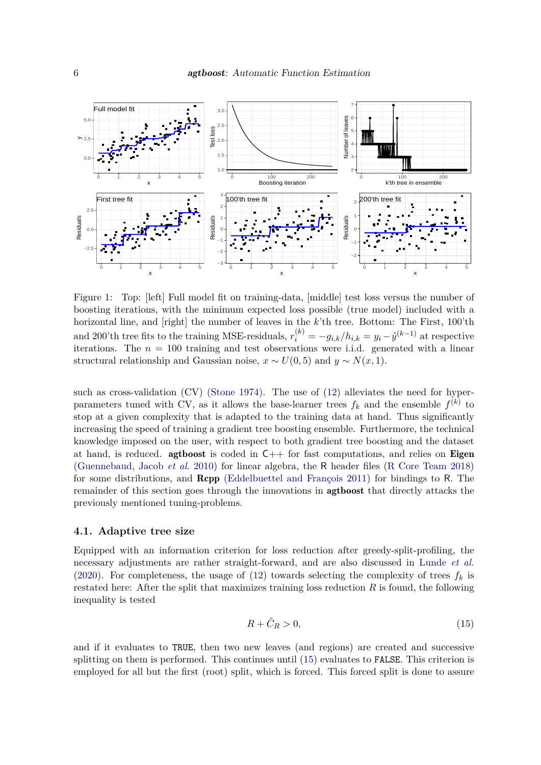Figure 1: Top: [left] Full model fit on training-data, [middle] test loss versus the number of boosting iterations, with the minimum expected loss possible (true model) included with a horizontal line, and [right] the number of leaves in the $k$'th tree. Bottom: The First, 100'th and 200'th tree fits to the training MSE-residuals, $r_i^{(k)} = -g_{i,k}/h_{i,k} = y_i - \hat{y}^{(k-1)}$ at respective iterations. The $n = 100$ training and test observations were i.i.d. generated with a linear structural relationship and Gaussian noise, $x \sim U(0, 5)$ and $y \sim N(x, 1)$.

such as cross-validation (CV) (Stone 1974). The use of (12) alleviates the need for hyperparameters tuned with CV, as it allows the base-learner trees $f_k$ and the ensemble $f^{(k)}$ to stop at a given complexity that is adapted to the training data at hand. Thus significantly increasing the speed of training a gradient tree boosting ensemble. Furthermore, the technical knowledge imposed on the user, with respect to both gradient tree boosting and the dataset at hand, is reduced. **agtboost** is coded in C++ for fast computations, and relies on **Eigen** (Guennebaud, Jacob *et al.* 2010) for linear algebra, the R header files (R Core Team 2018) for some distributions, and **Rcpp** (Eddelbuettel and François 2011) for bindings to R. The remainder of this section goes through the innovations in **agtboost** that directly attacks the previously mentioned tuning-problems.

### 4.1. Adaptive tree size

Equipped with an information criterion for loss reduction after greedy-split-profiling, the necessary adjustments are rather straight-forward, and are also discussed in Lunde *et al.* (2020). For completeness, the usage of (12) towards selecting the complexity of trees $f_k$ is restated here: After the split that maximizes training loss reduction $R$ is found, the following inequality is tested

$$R + \tilde{C}_R > 0, \tag{15}$$

and if it evaluates to `TRUE`, then two new leaves (and regions) are created and successive splitting on them is performed. This continues until (15) evaluates to `FALSE`. This criterion is employed for all but the first (root) split, which is forced. This forced split is done to assure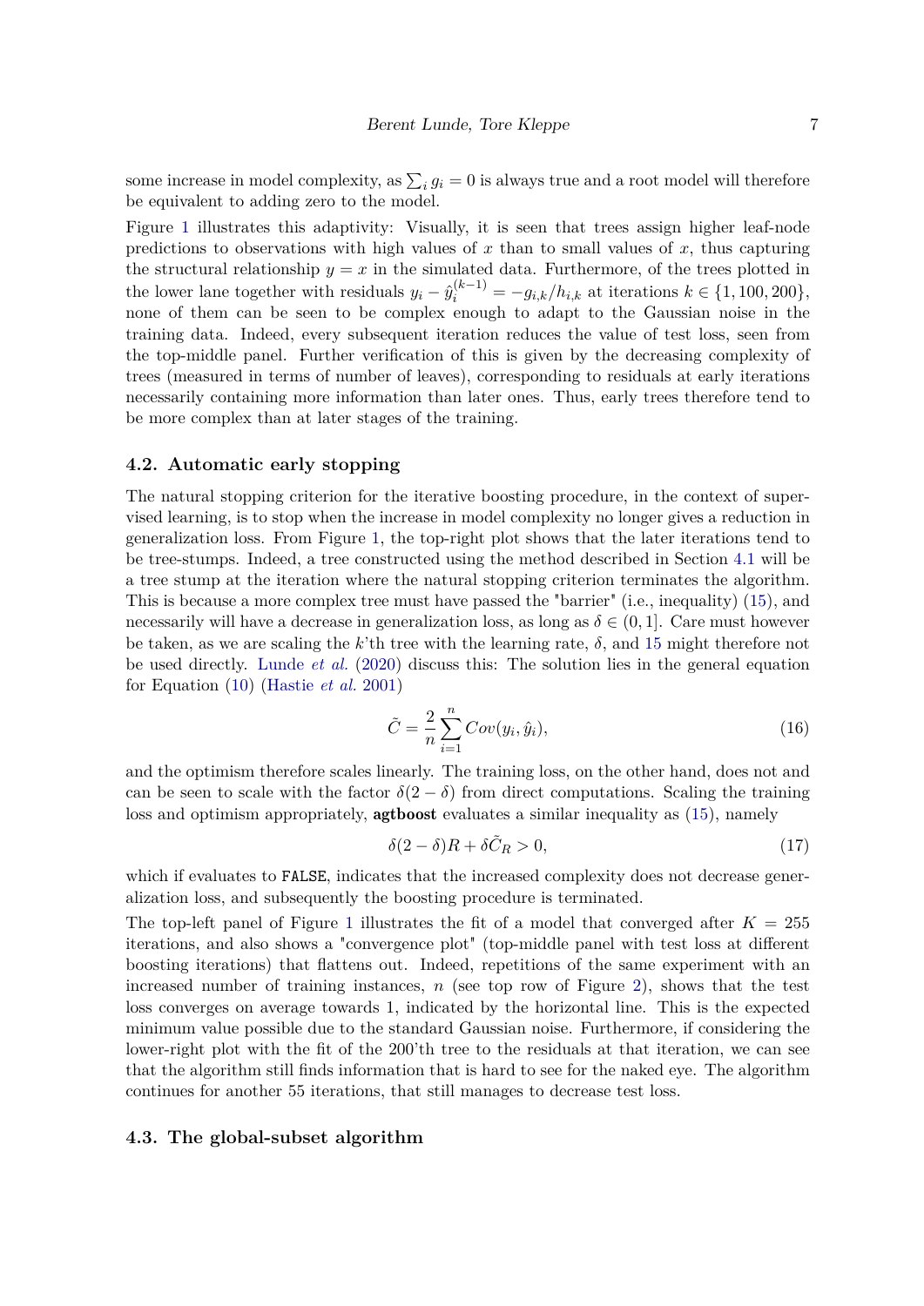some increase in model complexity, as $\sum_i g_i = 0$ is always true and a root model will therefore be equivalent to adding zero to the model.

Figure 1 illustrates this adaptivity: Visually, it is seen that trees assign higher leaf-node predictions to observations with high values of $x$ than to small values of $x$, thus capturing the structural relationship $y = x$ in the simulated data. Furthermore, of the trees plotted in the lower lane together with residuals $y_i - \hat{y}_i^{(k-1)} = -g_{i,k}/h_{i,k}$ at iterations $k \in \{1, 100, 200\}$, none of them can be seen to be complex enough to adapt to the Gaussian noise in the training data. Indeed, every subsequent iteration reduces the value of test loss, seen from the top-middle panel. Further verification of this is given by the decreasing complexity of trees (measured in terms of number of leaves), corresponding to residuals at early iterations necessarily containing more information than later ones. Thus, early trees therefore tend to be more complex than at later stages of the training.

### 4.2. Automatic early stopping

The natural stopping criterion for the iterative boosting procedure, in the context of supervised learning, is to stop when the increase in model complexity no longer gives a reduction in generalization loss. From Figure 1, the top-right plot shows that the later iterations tend to be tree-stumps. Indeed, a tree constructed using the method described in Section 4.1 will be a tree stump at the iteration where the natural stopping criterion terminates the algorithm. This is because a more complex tree must have passed the "barrier" (i.e., inequality) (15), and necessarily will have a decrease in generalization loss, as long as $\delta \in (0, 1]$. Care must however be taken, as we are scaling the $k$'th tree with the learning rate, $\delta$, and 15 might therefore not be used directly. Lunde *et al.* (2020) discuss this: The solution lies in the general equation for Equation (10) (Hastie *et al.* 2001)

$$\tilde{C} = \frac{2}{n} \sum_{i=1}^{n} Cov(y_i, \hat{y}_i), \tag{16}$$

and the optimism therefore scales linearly. The training loss, on the other hand, does not and can be seen to scale with the factor $\delta(2 - \delta)$ from direct computations. Scaling the training loss and optimism appropriately, **agtboost** evaluates a similar inequality as (15), namely

$$\delta(2 - \delta)R + \delta \tilde{C}_R > 0, \tag{17}$$

which if evaluates to `FALSE`, indicates that the increased complexity does not decrease generalization loss, and subsequently the boosting procedure is terminated.

The top-left panel of Figure 1 illustrates the fit of a model that converged after $K = 255$ iterations, and also shows a "convergence plot" (top-middle panel with test loss at different boosting iterations) that flattens out. Indeed, repetitions of the same experiment with an increased number of training instances, $n$ (see top row of Figure 2), shows that the test loss converges on average towards 1, indicated by the horizontal line. This is the expected minimum value possible due to the standard Gaussian noise. Furthermore, if considering the lower-right plot with the fit of the 200'th tree to the residuals at that iteration, we can see that the algorithm still finds information that is hard to see for the naked eye. The algorithm continues for another 55 iterations, that still manages to decrease test loss.

### 4.3. The global-subset algorithm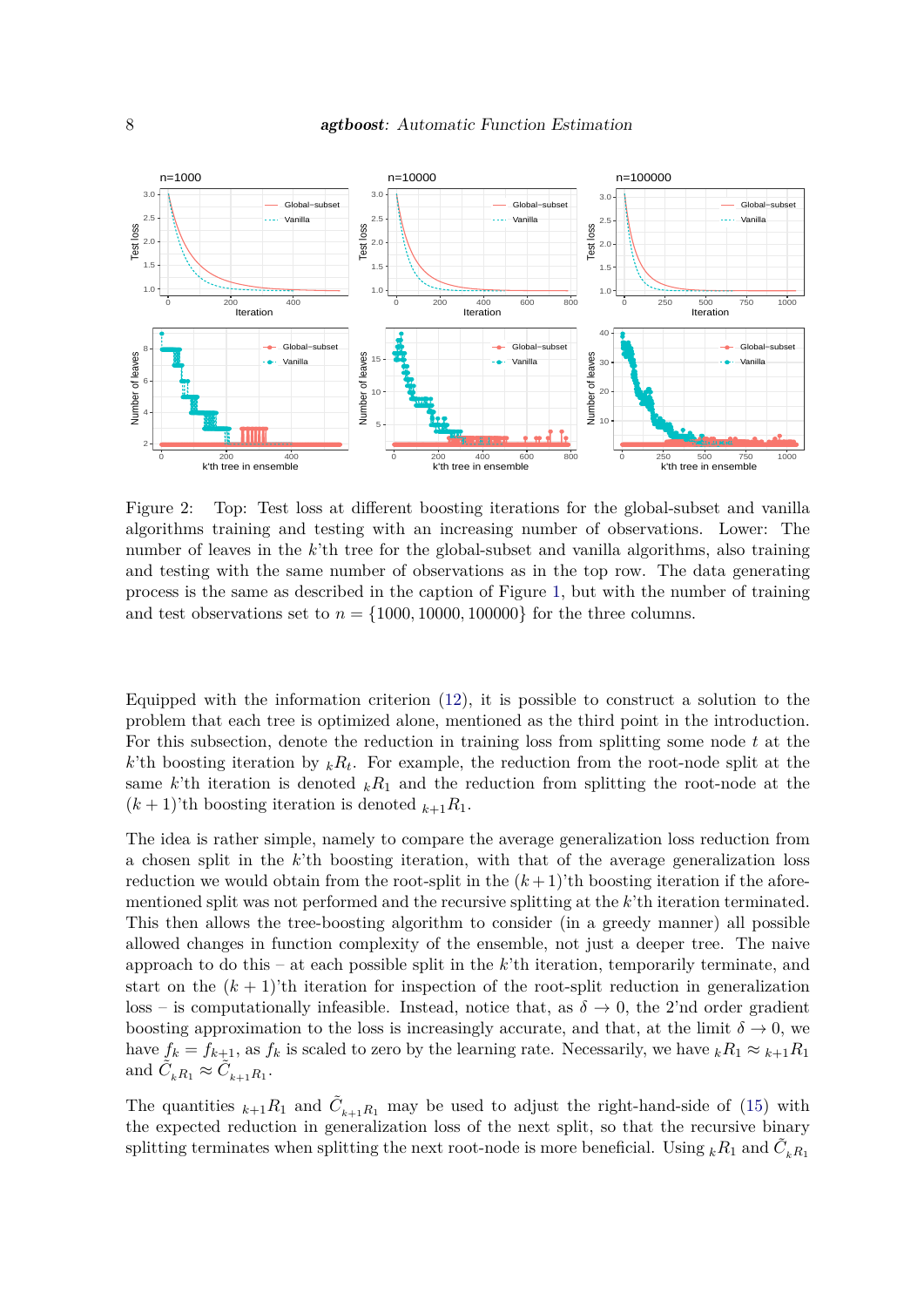Figure 2: Top: Test loss at different boosting iterations for the global-subset and vanilla algorithms training and testing with an increasing number of observations. Lower: The number of leaves in the $k$'th tree for the global-subset and vanilla algorithms, also training and testing with the same number of observations as in the top row. The data generating process is the same as described in the caption of Figure 1, but with the number of training and test observations set to $n = \{1000, 10000, 100000\}$ for the three columns.

Equipped with the information criterion (12), it is possible to construct a solution to the problem that each tree is optimized alone, mentioned as the third point in the introduction. For this subsection, denote the reduction in training loss from splitting some node $t$ at the $k$'th boosting iteration by ${}_kR_t$. For example, the reduction from the root-node split at the same $k$'th iteration is denoted ${}_kR_1$ and the reduction from splitting the root-node at the $(k+1)$'th boosting iteration is denoted ${}_{k+1}R_1$.

The idea is rather simple, namely to compare the average generalization loss reduction from a chosen split in the $k$'th boosting iteration, with that of the average generalization loss reduction we would obtain from the root-split in the $(k+1)$'th boosting iteration if the aforementioned split was not performed and the recursive splitting at the $k$'th iteration terminated. This then allows the tree-boosting algorithm to consider (in a greedy manner) all possible allowed changes in function complexity of the ensemble, not just a deeper tree. The naive approach to do this – at each possible split in the $k$'th iteration, temporarily terminate, and start on the $(k+1)$'th iteration for inspection of the root-split reduction in generalization loss – is computationally infeasible. Instead, notice that, as $\delta \to 0$, the 2'nd order gradient boosting approximation to the loss is increasingly accurate, and that, at the limit $\delta \to 0$, we have $f_k = f_{k+1}$, as $f_k$ is scaled to zero by the learning rate. Necessarily, we have ${}_kR_1 \approx {}_{k+1}R_1$ and $\tilde{C}_{{}_kR_1} \approx \tilde{C}_{{}_{k+1}R_1}$.

The quantities ${}_{k+1}R_1$ and $\tilde{C}_{{}_{k+1}R_1}$ may be used to adjust the right-hand-side of (15) with the expected reduction in generalization loss of the next split, so that the recursive binary splitting terminates when splitting the next root-node is more beneficial. Using ${}_kR_1$ and $\tilde{C}_{{}_kR_1}$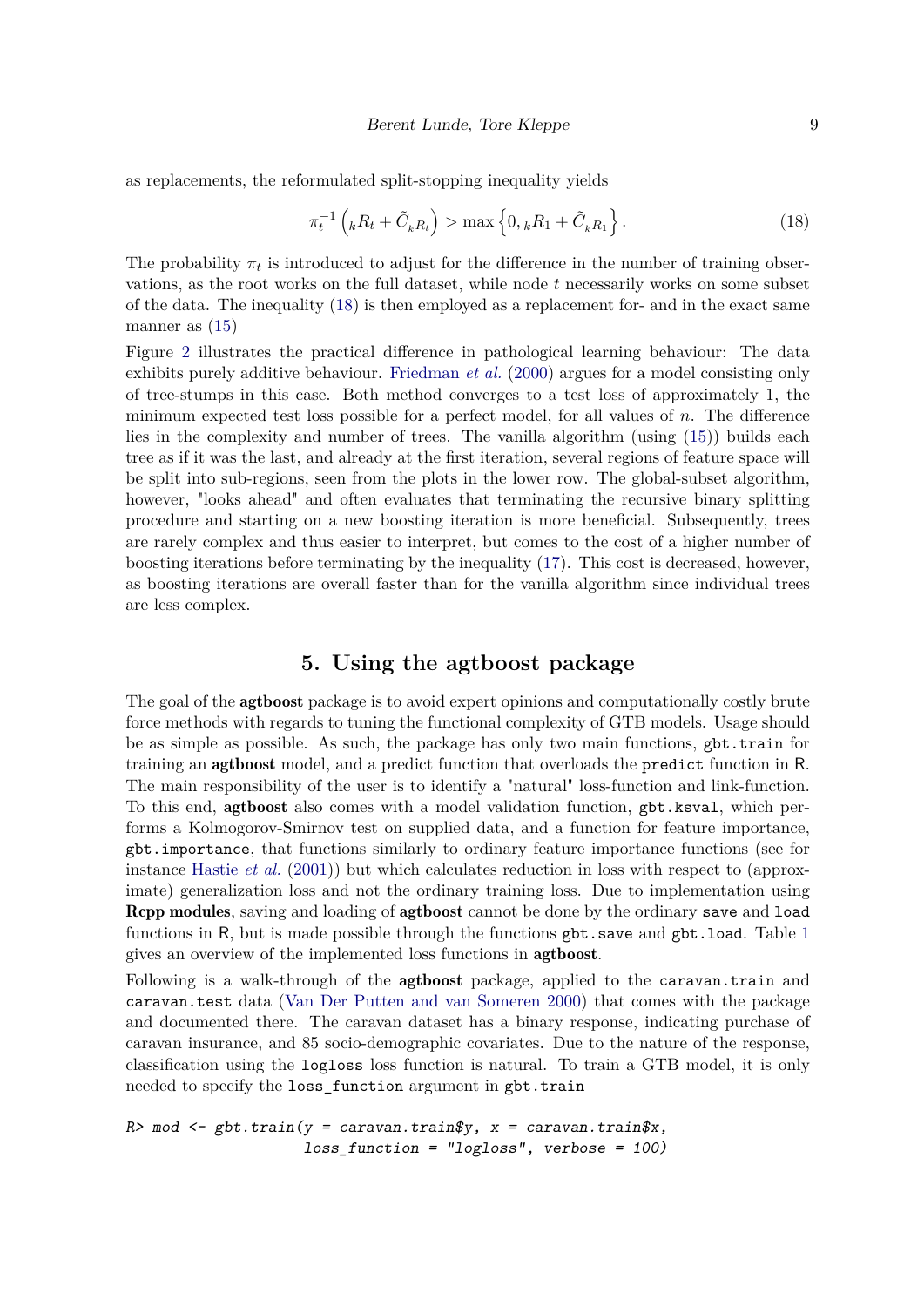as replacements, the reformulated split-stopping inequality yields

$$\pi_t^{-1}\left({}_kR_t + \tilde{C}_{{}_kR_t}\right) > \max\left\{0, {}_kR_1 + \tilde{C}_{{}_kR_1}\right\}. \tag{18}$$

The probability $\pi_t$ is introduced to adjust for the difference in the number of training observations, as the root works on the full dataset, while node $t$ necessarily works on some subset of the data. The inequality (18) is then employed as a replacement for- and in the exact same manner as (15)

Figure 2 illustrates the practical difference in pathological learning behaviour: The data exhibits purely additive behaviour. Friedman *et al.* (2000) argues for a model consisting only of tree-stumps in this case. Both method converges to a test loss of approximately 1, the minimum expected test loss possible for a perfect model, for all values of $n$. The difference lies in the complexity and number of trees. The vanilla algorithm (using (15)) builds each tree as if it was the last, and already at the first iteration, several regions of feature space will be split into sub-regions, seen from the plots in the lower row. The global-subset algorithm, however, "looks ahead" and often evaluates that terminating the recursive binary splitting procedure and starting on a new boosting iteration is more beneficial. Subsequently, trees are rarely complex and thus easier to interpret, but comes to the cost of a higher number of boosting iterations before terminating by the inequality (17). This cost is decreased, however, as boosting iterations are overall faster than for the vanilla algorithm since individual trees are less complex.

## 5. Using the agtboost package

The goal of the **agtboost** package is to avoid expert opinions and computationally costly brute force methods with regards to tuning the functional complexity of GTB models. Usage should be as simple as possible. As such, the package has only two main functions, `gbt.train` for training an **agtboost** model, and a predict function that overloads the `predict` function in R. The main responsibility of the user is to identify a "natural" loss-function and link-function. To this end, **agtboost** also comes with a model validation function, `gbt.ksval`, which performs a Kolmogorov-Smirnov test on supplied data, and a function for feature importance, `gbt.importance`, that functions similarly to ordinary feature importance functions (see for instance Hastie *et al.* (2001)) but which calculates reduction in loss with respect to (approximate) generalization loss and not the ordinary training loss. Due to implementation using **Rcpp modules**, saving and loading of **agtboost** cannot be done by the ordinary `save` and `load` functions in R, but is made possible through the functions `gbt.save` and `gbt.load`. Table 1 gives an overview of the implemented loss functions in **agtboost**.

Following is a walk-through of the **agtboost** package, applied to the `caravan.train` and `caravan.test` data (Van Der Putten and van Someren 2000) that comes with the package and documented there. The caravan dataset has a binary response, indicating purchase of caravan insurance, and 85 socio-demographic covariates. Due to the nature of the response, classification using the `logloss` loss function is natural. To train a GTB model, it is only needed to specify the `loss_function` argument in `gbt.train`

```
R> mod <- gbt.train(y = caravan.train$y, x = caravan.train$x,
                    loss_function = "logloss", verbose = 100)
```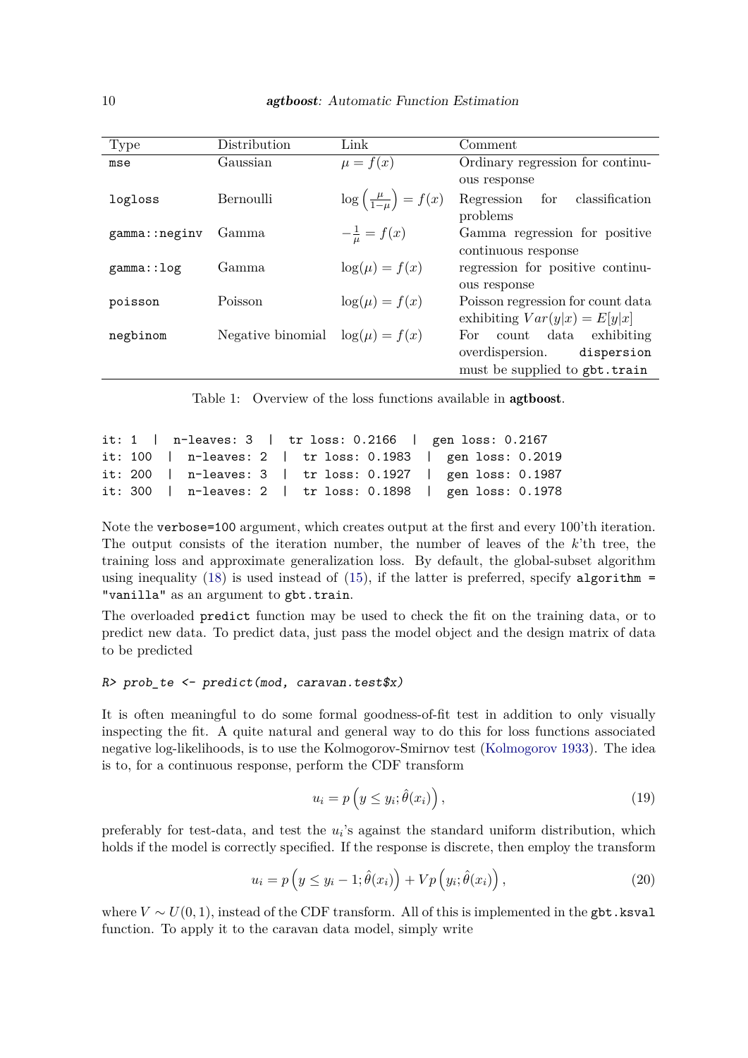| Type | Distribution | Link | Comment |
| --- | --- | --- | --- |
| `mse` | Gaussian | $\mu = f(x)$ | Ordinary regression for continuous response |
| `logloss` | Bernoulli | $\log\left(\frac{\mu}{1-\mu}\right) = f(x)$ | Regression for classification problems |
| `gamma::neginv` | Gamma | $-\frac{1}{\mu} = f(x)$ | Gamma regression for positive continuous response |
| `gamma::log` | Gamma | $\log(\mu) = f(x)$ | regression for positive continuous response |
| `poisson` | Poisson | $\log(\mu) = f(x)$ | Poisson regression for count data exhibiting $Var(y\|x) = E[y\|x]$ |
| `negbinom` | Negative binomial | $\log(\mu) = f(x)$ | For count data exhibiting overdispersion. `dispersion` must be supplied to `gbt.train` |

Table 1: Overview of the loss functions available in **agtboost**.

```
it: 1   |  n-leaves: 3  |  tr loss: 0.2166  |  gen loss: 0.2167
it: 100  |  n-leaves: 2  |  tr loss: 0.1983  |  gen loss: 0.2019
it: 200  |  n-leaves: 3  |  tr loss: 0.1927  |  gen loss: 0.1987
it: 300  |  n-leaves: 2  |  tr loss: 0.1898  |  gen loss: 0.1978
```

Note the `verbose=100` argument, which creates output at the first and every 100'th iteration. The output consists of the iteration number, the number of leaves of the $k$'th tree, the training loss and approximate generalization loss. By default, the global-subset algorithm using inequality (18) is used instead of (15), if the latter is preferred, specify `algorithm = "vanilla"` as an argument to `gbt.train`.

The overloaded `predict` function may be used to check the fit on the training data, or to predict new data. To predict data, just pass the model object and the design matrix of data to be predicted

```
R> prob_te <- predict(mod, caravan.test$x)
```

It is often meaningful to do some formal goodness-of-fit test in addition to only visually inspecting the fit. A quite natural and general way to do this for loss functions associated negative log-likelihoods, is to use the Kolmogorov-Smirnov test (Kolmogorov 1933). The idea is to, for a continuous response, perform the CDF transform

$$u_i = p\left(y \leq y_i; \hat{\theta}(x_i)\right), \tag{19}$$

preferably for test-data, and test the $u_i$'s against the standard uniform distribution, which holds if the model is correctly specified. If the response is discrete, then employ the transform

$$u_i = p\left(y \leq y_i - 1; \hat{\theta}(x_i)\right) + Vp\left(y_i; \hat{\theta}(x_i)\right), \tag{20}$$

where $V \sim U(0,1)$, instead of the CDF transform. All of this is implemented in the `gbt.ksval` function. To apply it to the caravan data model, simply write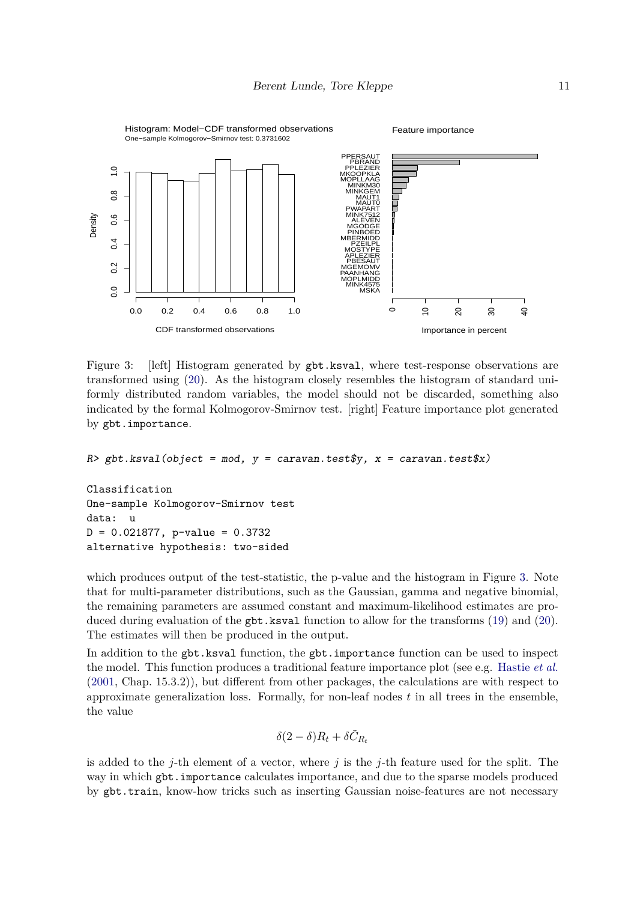Figure 3: [left] Histogram generated by gbt.ksval, where test-response observations are transformed using (20). As the histogram closely resembles the histogram of standard uniformly distributed random variables, the model should not be discarded, something also indicated by the formal Kolmogorov-Smirnov test. [right] Feature importance plot generated by gbt.importance.

```
R> gbt.ksval(object = mod, y = caravan.test$y, x = caravan.test$x)
```

```
Classification
One-sample Kolmogorov-Smirnov test
data:  u
D = 0.021877, p-value = 0.3732
alternative hypothesis: two-sided
```

which produces output of the test-statistic, the p-value and the histogram in Figure 3. Note that for multi-parameter distributions, such as the Gaussian, gamma and negative binomial, the remaining parameters are assumed constant and maximum-likelihood estimates are produced during evaluation of the gbt.ksval function to allow for the transforms (19) and (20). The estimates will then be produced in the output.

In addition to the gbt.ksval function, the gbt.importance function can be used to inspect the model. This function produces a traditional feature importance plot (see e.g. Hastie *et al.* (2001, Chap. 15.3.2)), but different from other packages, the calculations are with respect to approximate generalization loss. Formally, for non-leaf nodes $t$ in all trees in the ensemble, the value

$$\delta(2-\delta)R_t + \delta\tilde{C}_{R_t}$$

is added to the $j$-th element of a vector, where $j$ is the $j$-th feature used for the split. The way in which gbt.importance calculates importance, and due to the sparse models produced by gbt.train, know-how tricks such as inserting Gaussian noise-features are not necessary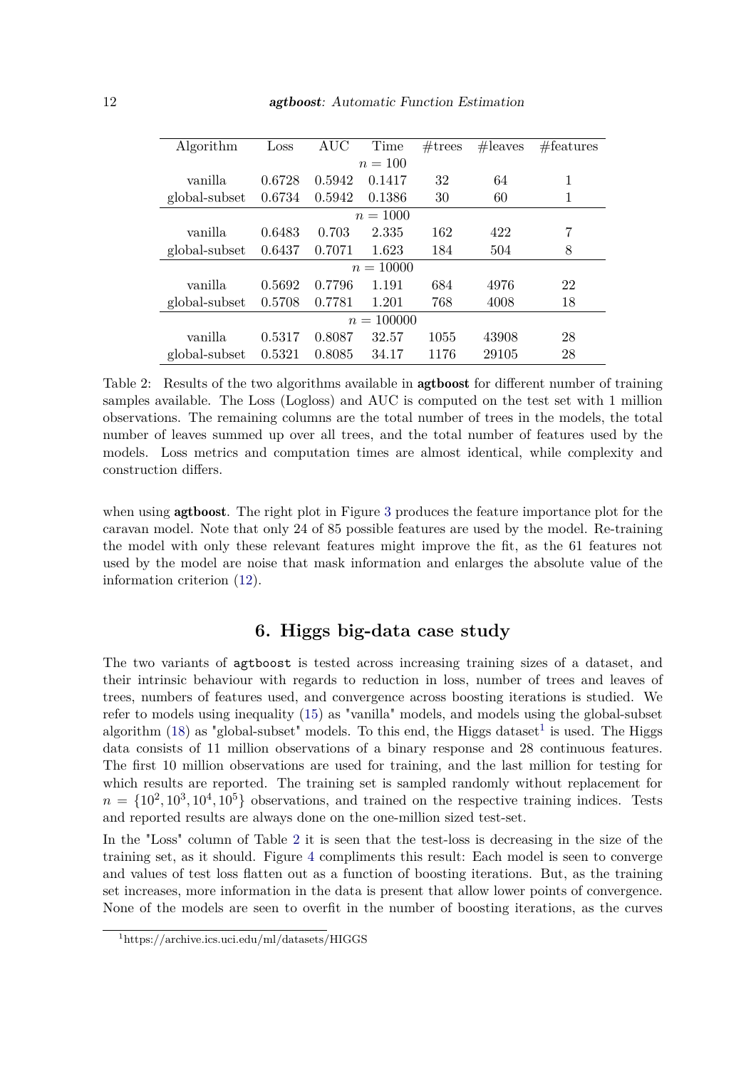| Algorithm | Loss | AUC | Time | #trees | #leaves | #features |
|---|---|---|---|---|---|---|
| | | | $n = 100$ | | | |
| vanilla | 0.6728 | 0.5942 | 0.1417 | 32 | 64 | 1 |
| global-subset | 0.6734 | 0.5942 | 0.1386 | 30 | 60 | 1 |
| | | | $n = 1000$ | | | |
| vanilla | 0.6483 | 0.703 | 2.335 | 162 | 422 | 7 |
| global-subset | 0.6437 | 0.7071 | 1.623 | 184 | 504 | 8 |
| | | | $n = 10000$ | | | |
| vanilla | 0.5692 | 0.7796 | 1.191 | 684 | 4976 | 22 |
| global-subset | 0.5708 | 0.7781 | 1.201 | 768 | 4008 | 18 |
| | | | $n = 100000$ | | | |
| vanilla | 0.5317 | 0.8087 | 32.57 | 1055 | 43908 | 28 |
| global-subset | 0.5321 | 0.8085 | 34.17 | 1176 | 29105 | 28 |

Table 2: Results of the two algorithms available in **agtboost** for different number of training samples available. The Loss (Logloss) and AUC is computed on the test set with 1 million observations. The remaining columns are the total number of trees in the models, the total number of leaves summed up over all trees, and the total number of features used by the models. Loss metrics and computation times are almost identical, while complexity and construction differs.

when using **agtboost**. The right plot in Figure 3 produces the feature importance plot for the caravan model. Note that only 24 of 85 possible features are used by the model. Re-training the model with only these relevant features might improve the fit, as the 61 features not used by the model are noise that mask information and enlarges the absolute value of the information criterion (12).

## 6. Higgs big-data case study

The two variants of `agtboost` is tested across increasing training sizes of a dataset, and their intrinsic behaviour with regards to reduction in loss, number of trees and leaves of trees, numbers of features used, and convergence across boosting iterations is studied. We refer to models using inequality (15) as "vanilla" models, and models using the global-subset algorithm (18) as "global-subset" models. To this end, the Higgs dataset[1] is used. The Higgs data consists of 11 million observations of a binary response and 28 continuous features. The first 10 million observations are used for training, and the last million for testing for which results are reported. The training set is sampled randomly without replacement for $n = \{10^2, 10^3, 10^4, 10^5\}$ observations, and trained on the respective training indices. Tests and reported results are always done on the one-million sized test-set.

In the "Loss" column of Table 2 it is seen that the test-loss is decreasing in the size of the training set, as it should. Figure 4 compliments this result: Each model is seen to converge and values of test loss flatten out as a function of boosting iterations. But, as the training set increases, more information in the data is present that allow lower points of convergence. None of the models are seen to overfit in the number of boosting iterations, as the curves

[1] https://archive.ics.uci.edu/ml/datasets/HIGGS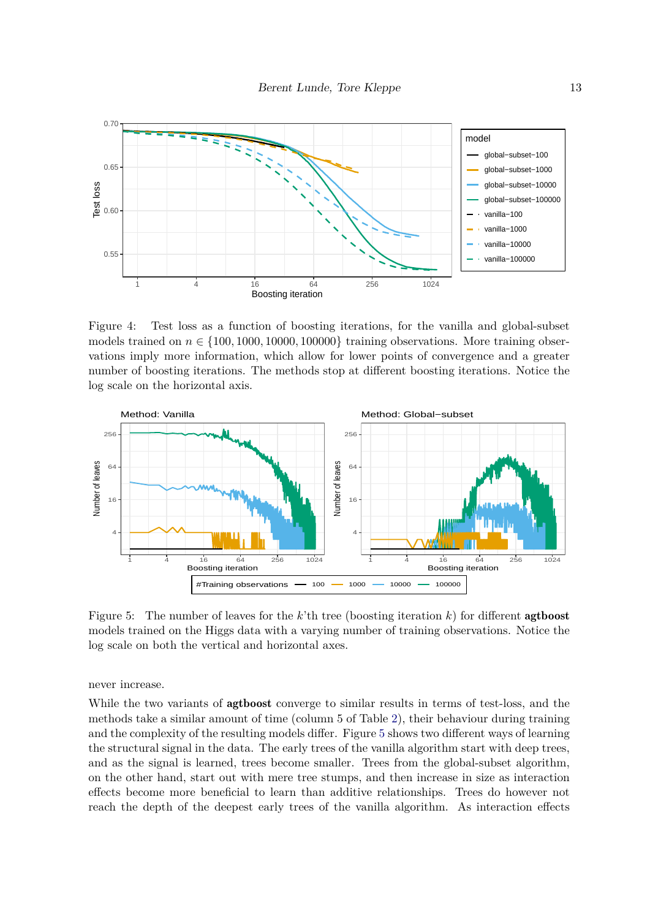Figure 4: Test loss as a function of boosting iterations, for the vanilla and global-subset models trained on $n \in \{100, 1000, 10000, 100000\}$ training observations. More training observations imply more information, which allow for lower points of convergence and a greater number of boosting iterations. The methods stop at different boosting iterations. Notice the log scale on the horizontal axis.

Figure 5: The number of leaves for the $k$'th tree (boosting iteration $k$) for different **agtboost** models trained on the Higgs data with a varying number of training observations. Notice the log scale on both the vertical and horizontal axes.

never increase.

While the two variants of **agtboost** converge to similar results in terms of test-loss, and the methods take a similar amount of time (column 5 of Table 2), their behaviour during training and the complexity of the resulting models differ. Figure 5 shows two different ways of learning the structural signal in the data. The early trees of the vanilla algorithm start with deep trees, and as the signal is learned, trees become smaller. Trees from the global-subset algorithm, on the other hand, start out with mere tree stumps, and then increase in size as interaction effects become more beneficial to learn than additive relationships. Trees do however not reach the depth of the deepest early trees of the vanilla algorithm. As interaction effects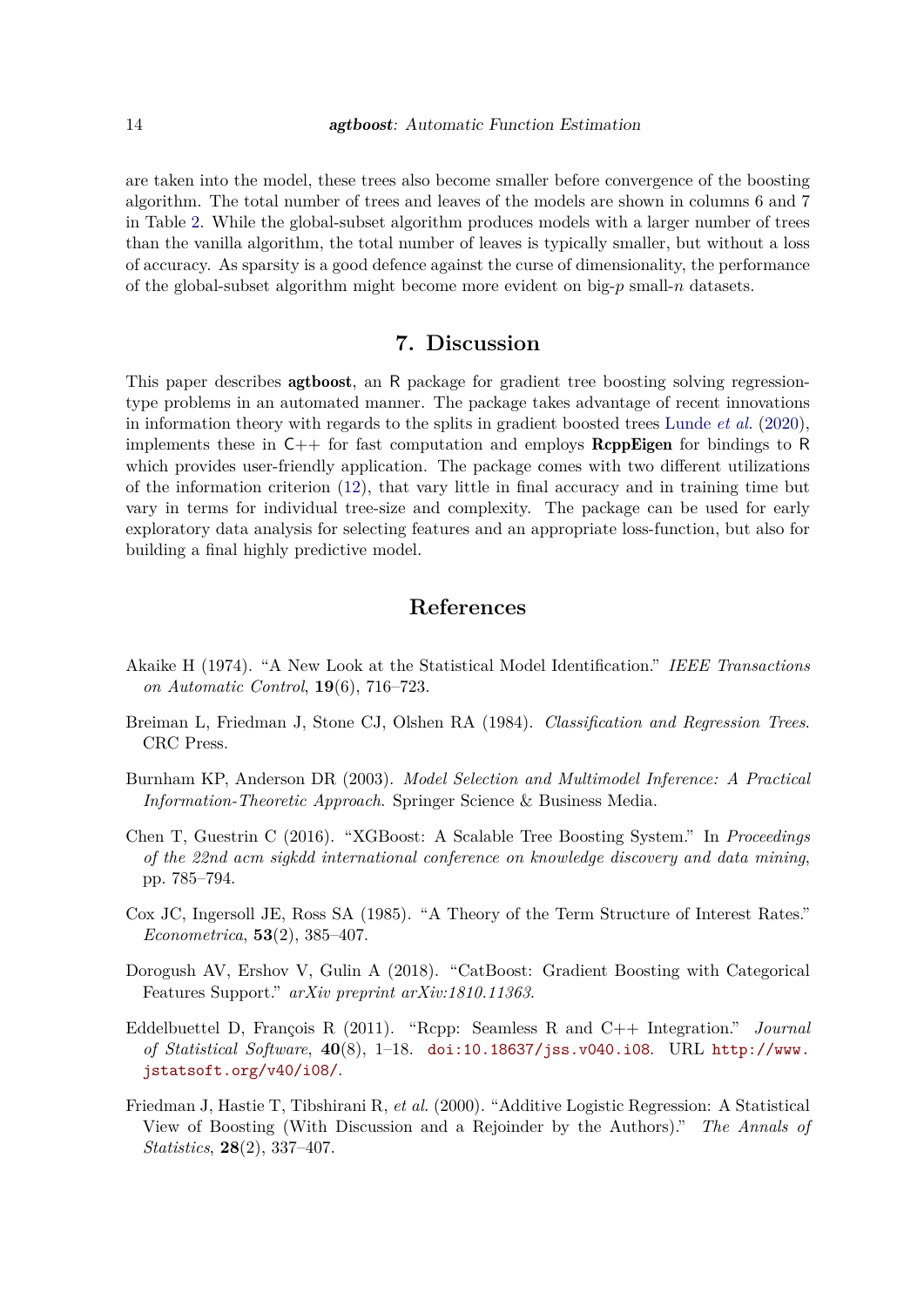are taken into the model, these trees also become smaller before convergence of the boosting algorithm. The total number of trees and leaves of the models are shown in columns 6 and 7 in Table 2. While the global-subset algorithm produces models with a larger number of trees than the vanilla algorithm, the total number of leaves is typically smaller, but without a loss of accuracy. As sparsity is a good defence against the curse of dimensionality, the performance of the global-subset algorithm might become more evident on big-$p$ small-$n$ datasets.

## 7. Discussion

This paper describes **agtboost**, an R package for gradient tree boosting solving regression-type problems in an automated manner. The package takes advantage of recent innovations in information theory with regards to the splits in gradient boosted trees Lunde *et al.* (2020), implements these in C++ for fast computation and employs **RcppEigen** for bindings to R which provides user-friendly application. The package comes with two different utilizations of the information criterion (12), that vary little in final accuracy and in training time but vary in terms for individual tree-size and complexity. The package can be used for early exploratory data analysis for selecting features and an appropriate loss-function, but also for building a final highly predictive model.

## References

Akaike H (1974). "A New Look at the Statistical Model Identification." *IEEE Transactions on Automatic Control*, **19**(6), 716–723.

Breiman L, Friedman J, Stone CJ, Olshen RA (1984). *Classification and Regression Trees*. CRC Press.

Burnham KP, Anderson DR (2003). *Model Selection and Multimodel Inference: A Practical Information-Theoretic Approach*. Springer Science & Business Media.

Chen T, Guestrin C (2016). "XGBoost: A Scalable Tree Boosting System." In *Proceedings of the 22nd acm sigkdd international conference on knowledge discovery and data mining*, pp. 785–794.

Cox JC, Ingersoll JE, Ross SA (1985). "A Theory of the Term Structure of Interest Rates." *Econometrica*, **53**(2), 385–407.

Dorogush AV, Ershov V, Gulin A (2018). "CatBoost: Gradient Boosting with Categorical Features Support." *arXiv preprint arXiv:1810.11363*.

Eddelbuettel D, François R (2011). "Rcpp: Seamless R and C++ Integration." *Journal of Statistical Software*, **40**(8), 1–18. doi:10.18637/jss.v040.i08. URL http://www.jstatsoft.org/v40/i08/.

Friedman J, Hastie T, Tibshirani R, *et al.* (2000). "Additive Logistic Regression: A Statistical View of Boosting (With Discussion and a Rejoinder by the Authors)." *The Annals of Statistics*, **28**(2), 337–407.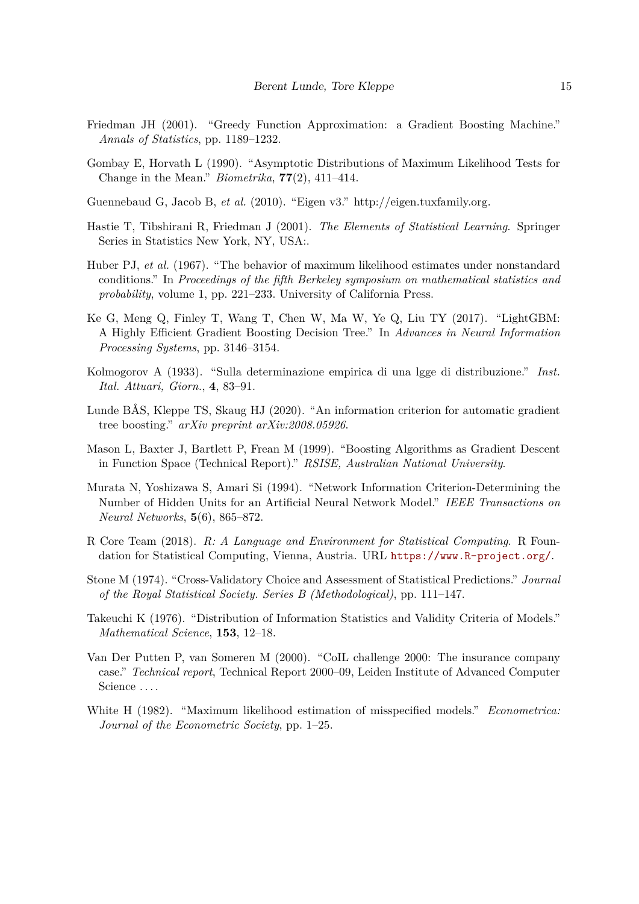Friedman JH (2001). "Greedy Function Approximation: a Gradient Boosting Machine." *Annals of Statistics*, pp. 1189–1232.

Gombay E, Horvath L (1990). "Asymptotic Distributions of Maximum Likelihood Tests for Change in the Mean." *Biometrika*, **77**(2), 411–414.

Guennebaud G, Jacob B, *et al.* (2010). "Eigen v3." http://eigen.tuxfamily.org.

Hastie T, Tibshirani R, Friedman J (2001). *The Elements of Statistical Learning*. Springer Series in Statistics New York, NY, USA:.

Huber PJ, *et al.* (1967). "The behavior of maximum likelihood estimates under nonstandard conditions." In *Proceedings of the fifth Berkeley symposium on mathematical statistics and probability*, volume 1, pp. 221–233. University of California Press.

Ke G, Meng Q, Finley T, Wang T, Chen W, Ma W, Ye Q, Liu TY (2017). "LightGBM: A Highly Efficient Gradient Boosting Decision Tree." In *Advances in Neural Information Processing Systems*, pp. 3146–3154.

Kolmogorov A (1933). "Sulla determinazione empirica di una lgge di distribuzione." *Inst. Ital. Attuari, Giorn.*, **4**, 83–91.

Lunde BÅS, Kleppe TS, Skaug HJ (2020). "An information criterion for automatic gradient tree boosting." *arXiv preprint arXiv:2008.05926*.

Mason L, Baxter J, Bartlett P, Frean M (1999). "Boosting Algorithms as Gradient Descent in Function Space (Technical Report)." *RSISE, Australian National University*.

Murata N, Yoshizawa S, Amari Si (1994). "Network Information Criterion-Determining the Number of Hidden Units for an Artificial Neural Network Model." *IEEE Transactions on Neural Networks*, **5**(6), 865–872.

R Core Team (2018). *R: A Language and Environment for Statistical Computing*. R Foundation for Statistical Computing, Vienna, Austria. URL https://www.R-project.org/.

Stone M (1974). "Cross-Validatory Choice and Assessment of Statistical Predictions." *Journal of the Royal Statistical Society. Series B (Methodological)*, pp. 111–147.

Takeuchi K (1976). "Distribution of Information Statistics and Validity Criteria of Models." *Mathematical Science*, **153**, 12–18.

Van Der Putten P, van Someren M (2000). "CoIL challenge 2000: The insurance company case." *Technical report*, Technical Report 2000–09, Leiden Institute of Advanced Computer Science ....

White H (1982). "Maximum likelihood estimation of misspecified models." *Econometrica: Journal of the Econometric Society*, pp. 1–25.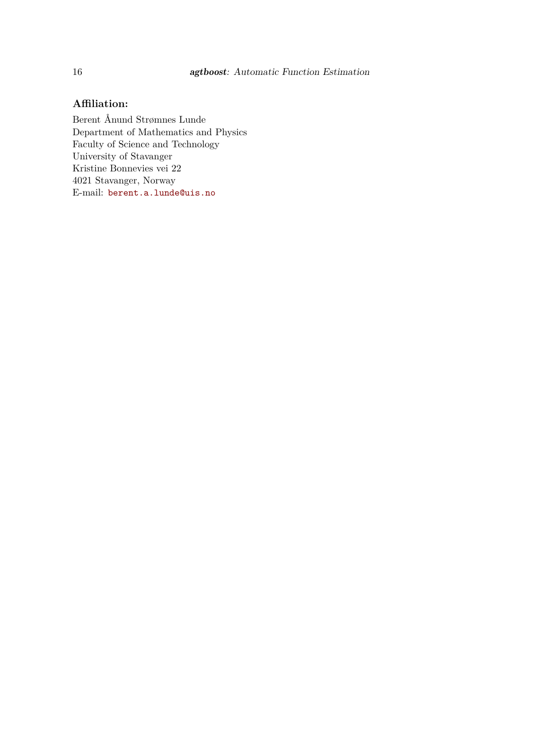**Affiliation:**

Berent Ånund Strømnes Lunde
Department of Mathematics and Physics
Faculty of Science and Technology
University of Stavanger
Kristine Bonnevies vei 22
4021 Stavanger, Norway
E-mail: berent.a.lunde@uis.no